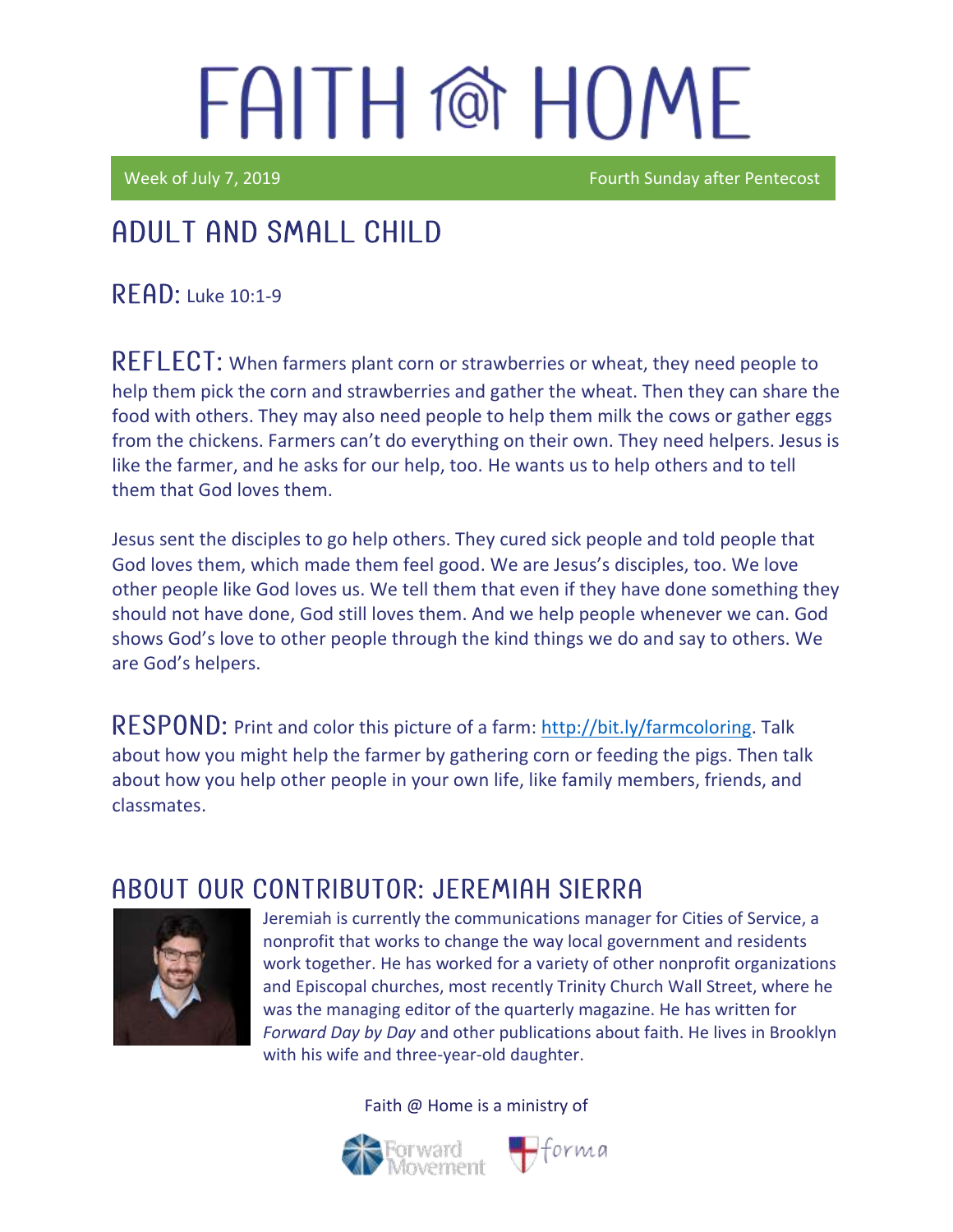# FAITH @ HOME

Week of July 7, 2019 | Fourth Sunday after Pentecost

## ADULT AND SMALL CHILD

**READ:** Luke 10:1-9

**REFLECT:** When farmers plant corn or strawberries or wheat, they need people to help them pick the corn and strawberries and gather the wheat. Then they can share the food with others. They may also need people to help them milk the cows or gather eggs from the chickens. Farmers can't do everything on their own. They need helpers. Jesus is like the farmer, and he asks for our help, too. He wants us to help others and to tell them that God loves them.

Jesus sent the disciples to go help others. They cured sick people and told people that God loves them, which made them feel good. We are Jesus's disciples, too. We love other people like God loves us. We tell them that even if they have done something they should not have done, God still loves them. And we help people whenever we can. God shows God's love to other people through the kind things we do and say to others. We are God's helpers.

**RESPOND:** Print and color this picture of a farm: [http://bit.ly/farmcoloring](http://bit.ly/farmcoloring). Talk about how you might help the farmer by gathering corn or feeding the pigs. Then talk about how you help other people in your own life, like family members, friends, and classmates.

## ABOUT OUR CONTRIBUTOR: JEREMIAH SIERRA

Jeremiah is currently the communications manager for Cities of Service, a nonprofit that works to change the way local government and residents work together. He has worked for a variety of other nonprofit organizations and Episcopal churches, most recently Trinity Church Wall Street, where he was the managing editor of the quarterly magazine. He has written for *Forward Day by Day* and other publications about faith. He lives in Brooklyn with his wife and three-year-old daughter.

Faith @ Home is a ministry of

Forward Movement | forma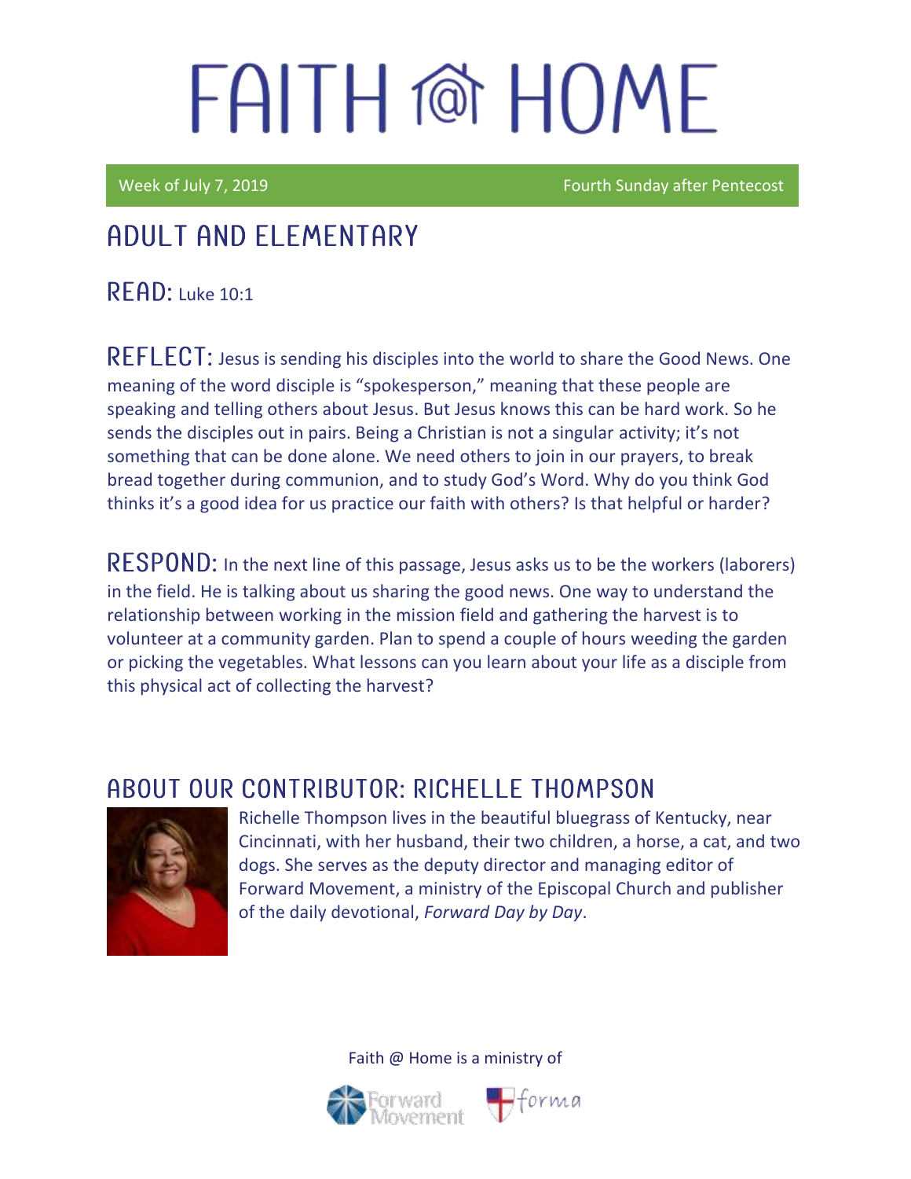# FAITH @ HOME

Week of July 7, 2019 — Fourth Sunday after Pentecost

## ADULT AND ELEMENTARY

**READ:** Luke 10:1

**REFLECT:** Jesus is sending his disciples into the world to share the Good News. One meaning of the word disciple is "spokesperson," meaning that these people are speaking and telling others about Jesus. But Jesus knows this can be hard work. So he sends the disciples out in pairs. Being a Christian is not a singular activity; it's not something that can be done alone. We need others to join in our prayers, to break bread together during communion, and to study God's Word. Why do you think God thinks it's a good idea for us practice our faith with others? Is that helpful or harder?

**RESPOND:** In the next line of this passage, Jesus asks us to be the workers (laborers) in the field. He is talking about us sharing the good news. One way to understand the relationship between working in the mission field and gathering the harvest is to volunteer at a community garden. Plan to spend a couple of hours weeding the garden or picking the vegetables. What lessons can you learn about your life as a disciple from this physical act of collecting the harvest?

## ABOUT OUR CONTRIBUTOR: RICHELLE THOMPSON

Richelle Thompson lives in the beautiful bluegrass of Kentucky, near Cincinnati, with her husband, their two children, a horse, a cat, and two dogs. She serves as the deputy director and managing editor of Forward Movement, a ministry of the Episcopal Church and publisher of the daily devotional, *Forward Day by Day*.

Faith @ Home is a ministry of Forward Movement and forma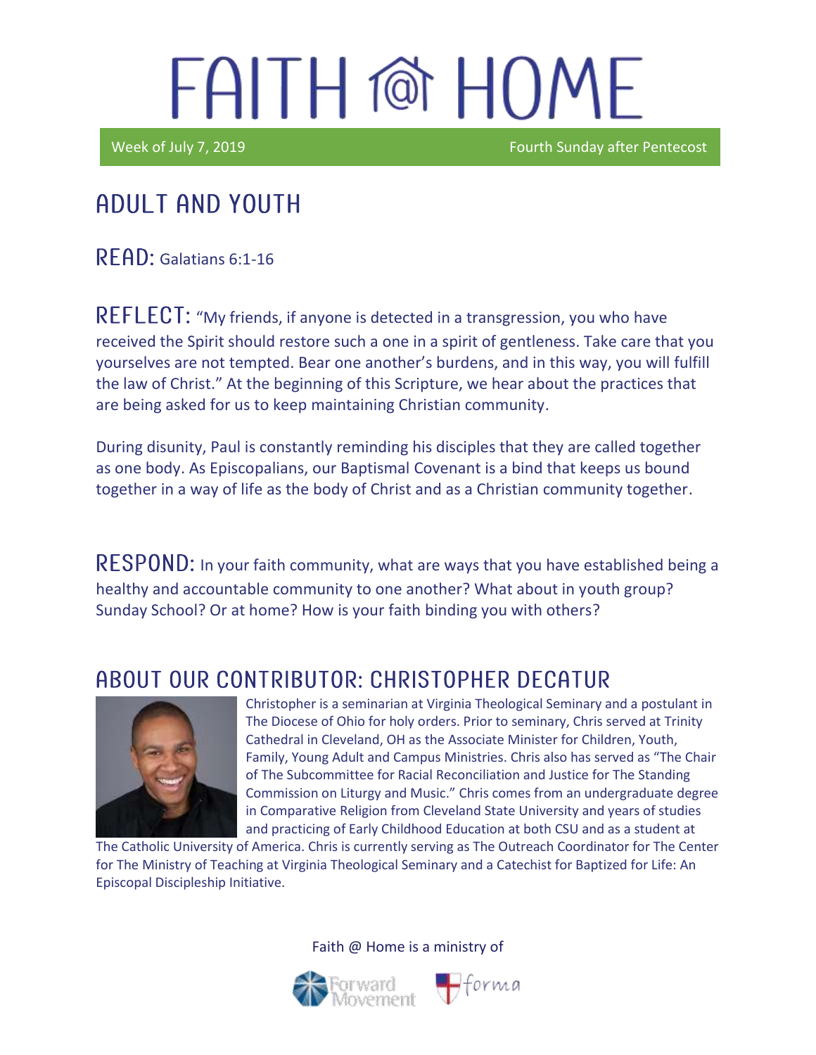# FAITH @ HOME

Week of July 7, 2019 — Fourth Sunday after Pentecost

## ADULT AND YOUTH

**READ:** Galatians 6:1-16

**REFLECT:** "My friends, if anyone is detected in a transgression, you who have received the Spirit should restore such a one in a spirit of gentleness. Take care that you yourselves are not tempted. Bear one another's burdens, and in this way, you will fulfill the law of Christ." At the beginning of this Scripture, we hear about the practices that are being asked for us to keep maintaining Christian community.

During disunity, Paul is constantly reminding his disciples that they are called together as one body. As Episcopalians, our Baptismal Covenant is a bind that keeps us bound together in a way of life as the body of Christ and as a Christian community together.

**RESPOND:** In your faith community, what are ways that you have established being a healthy and accountable community to one another? What about in youth group? Sunday School? Or at home? How is your faith binding you with others?

## ABOUT OUR CONTRIBUTOR: CHRISTOPHER DECATUR

Christopher is a seminarian at Virginia Theological Seminary and a postulant in The Diocese of Ohio for holy orders. Prior to seminary, Chris served at Trinity Cathedral in Cleveland, OH as the Associate Minister for Children, Youth, Family, Young Adult and Campus Ministries. Chris also has served as "The Chair of The Subcommittee for Racial Reconciliation and Justice for The Standing Commission on Liturgy and Music." Chris comes from an undergraduate degree in Comparative Religion from Cleveland State University and years of studies and practicing of Early Childhood Education at both CSU and as a student at The Catholic University of America. Chris is currently serving as The Outreach Coordinator for The Center for The Ministry of Teaching at Virginia Theological Seminary and a Catechist for Baptized for Life: An Episcopal Discipleship Initiative.

Faith @ Home is a ministry of Forward Movement and forma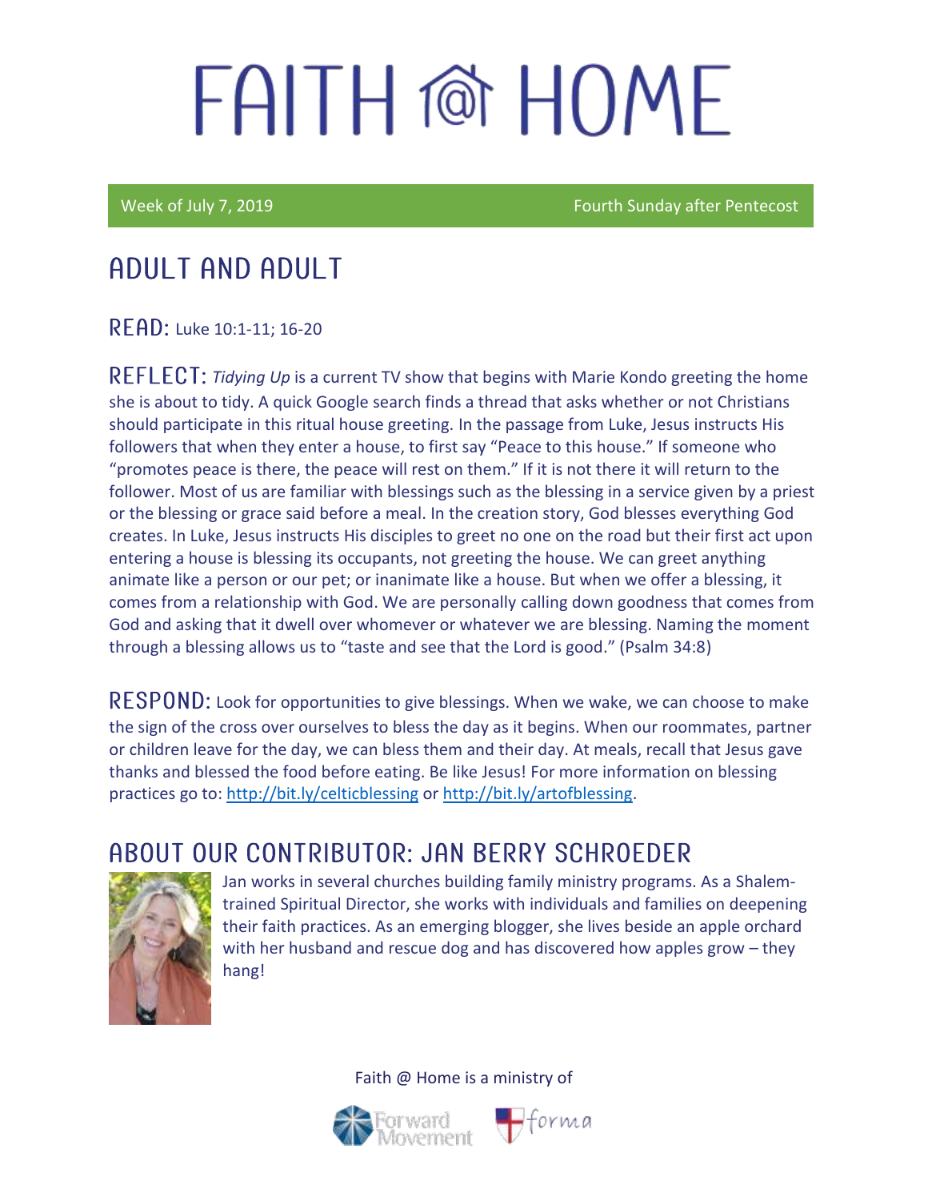# FAITH @ HOME

Week of July 7, 2019 Fourth Sunday after Pentecost

## ADULT AND ADULT

**READ:** Luke 10:1-11; 16-20

**REFLECT:** *Tidying Up* is a current TV show that begins with Marie Kondo greeting the home she is about to tidy. A quick Google search finds a thread that asks whether or not Christians should participate in this ritual house greeting. In the passage from Luke, Jesus instructs His followers that when they enter a house, to first say "Peace to this house." If someone who "promotes peace is there, the peace will rest on them." If it is not there it will return to the follower. Most of us are familiar with blessings such as the blessing in a service given by a priest or the blessing or grace said before a meal. In the creation story, God blesses everything God creates. In Luke, Jesus instructs His disciples to greet no one on the road but their first act upon entering a house is blessing its occupants, not greeting the house. We can greet anything animate like a person or our pet; or inanimate like a house. But when we offer a blessing, it comes from a relationship with God. We are personally calling down goodness that comes from God and asking that it dwell over whomever or whatever we are blessing. Naming the moment through a blessing allows us to "taste and see that the Lord is good." (Psalm 34:8)

**RESPOND:** Look for opportunities to give blessings. When we wake, we can choose to make the sign of the cross over ourselves to bless the day as it begins. When our roommates, partner or children leave for the day, we can bless them and their day. At meals, recall that Jesus gave thanks and blessed the food before eating. Be like Jesus! For more information on blessing practices go to: http://bit.ly/celticblessing or http://bit.ly/artofblessing.

## ABOUT OUR CONTRIBUTOR: JAN BERRY SCHROEDER

Jan works in several churches building family ministry programs. As a Shalem-trained Spiritual Director, she works with individuals and families on deepening their faith practices. As an emerging blogger, she lives beside an apple orchard with her husband and rescue dog and has discovered how apples grow – they hang!

Faith @ Home is a ministry of

Forward Movement forma